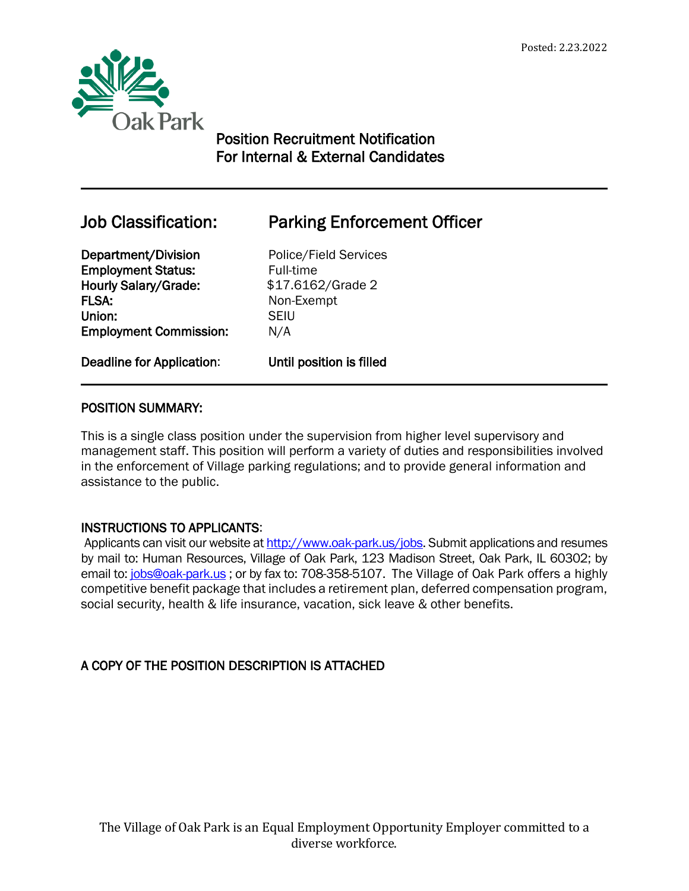Posted: 2.23.2022

Oak Park

# Position Recruitment Notification
# For Internal & External Candidates

## Job Classification: Parking Enforcement Officer

| | |
|---|---|
| **Department/Division** | Police/Field Services |
| **Employment Status:** | Full-time |
| **Hourly Salary/Grade:** | $17.6162/Grade 2 |
| **FLSA:** | Non-Exempt |
| **Union:** | SEIU |
| **Employment Commission:** | N/A |
| **Deadline for Application:** | **Until position is filled** |

### POSITION SUMMARY:

This is a single class position under the supervision from higher level supervisory and management staff. This position will perform a variety of duties and responsibilities involved in the enforcement of Village parking regulations; and to provide general information and assistance to the public.

### INSTRUCTIONS TO APPLICANTS:

Applicants can visit our website at http://www.oak-park.us/jobs. Submit applications and resumes by mail to: Human Resources, Village of Oak Park, 123 Madison Street, Oak Park, IL 60302; by email to: jobs@oak-park.us ; or by fax to: 708-358-5107. The Village of Oak Park offers a highly competitive benefit package that includes a retirement plan, deferred compensation program, social security, health & life insurance, vacation, sick leave & other benefits.

### A COPY OF THE POSITION DESCRIPTION IS ATTACHED

The Village of Oak Park is an Equal Employment Opportunity Employer committed to a diverse workforce.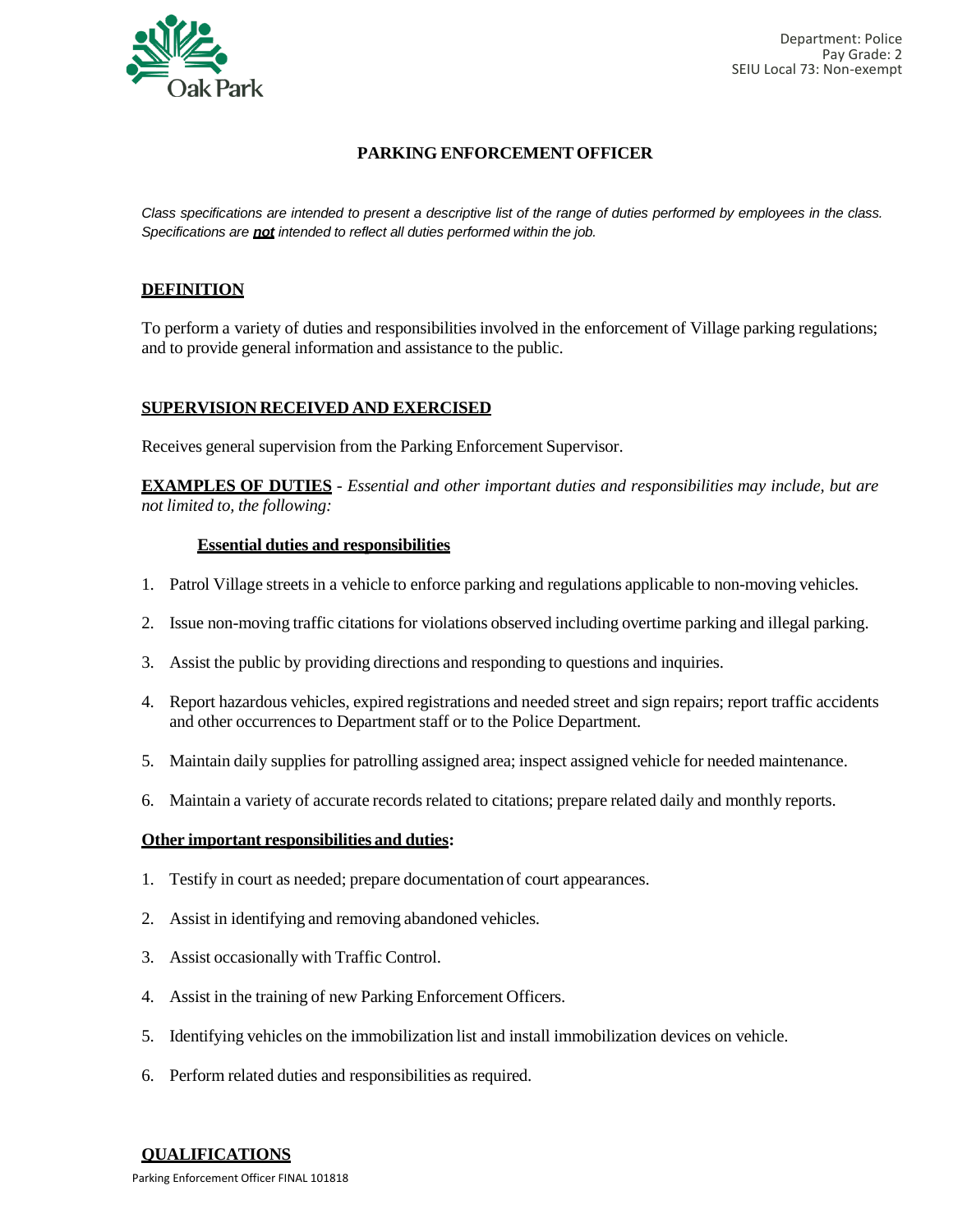Department: Police
Pay Grade: 2
SEIU Local 73: Non-exempt

# PARKING ENFORCEMENT OFFICER

*Class specifications are intended to present a descriptive list of the range of duties performed by employees in the class. Specifications are **not** intended to reflect all duties performed within the job.*

## DEFINITION

To perform a variety of duties and responsibilities involved in the enforcement of Village parking regulations; and to provide general information and assistance to the public.

## SUPERVISION RECEIVED AND EXERCISED

Receives general supervision from the Parking Enforcement Supervisor.

**EXAMPLES OF DUTIES** - *Essential and other important duties and responsibilities may include, but are not limited to, the following:*

### Essential duties and responsibilities

1. Patrol Village streets in a vehicle to enforce parking and regulations applicable to non-moving vehicles.
2. Issue non-moving traffic citations for violations observed including overtime parking and illegal parking.
3. Assist the public by providing directions and responding to questions and inquiries.
4. Report hazardous vehicles, expired registrations and needed street and sign repairs; report traffic accidents and other occurrences to Department staff or to the Police Department.
5. Maintain daily supplies for patrolling assigned area; inspect assigned vehicle for needed maintenance.
6. Maintain a variety of accurate records related to citations; prepare related daily and monthly reports.

### Other important responsibilities and duties:

1. Testify in court as needed; prepare documentation of court appearances.
2. Assist in identifying and removing abandoned vehicles.
3. Assist occasionally with Traffic Control.
4. Assist in the training of new Parking Enforcement Officers.
5. Identifying vehicles on the immobilization list and install immobilization devices on vehicle.
6. Perform related duties and responsibilities as required.

## QUALIFICATIONS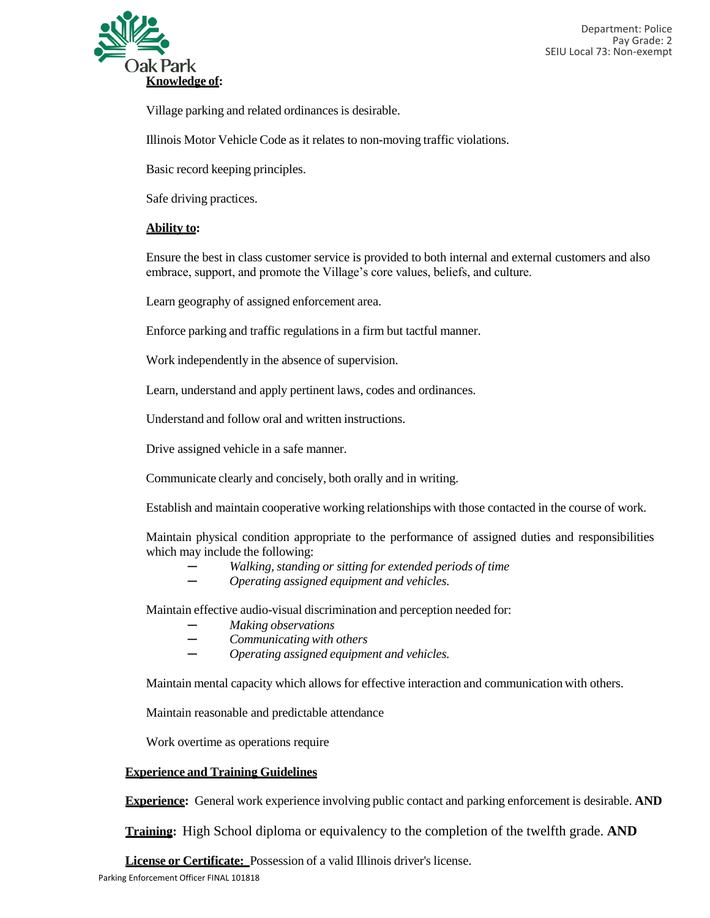**Knowledge of:**

Village parking and related ordinances is desirable.

Illinois Motor Vehicle Code as it relates to non-moving traffic violations.

Basic record keeping principles.

Safe driving practices.

**Ability to:**

Ensure the best in class customer service is provided to both internal and external customers and also embrace, support, and promote the Village's core values, beliefs, and culture.

Learn geography of assigned enforcement area.

Enforce parking and traffic regulations in a firm but tactful manner.

Work independently in the absence of supervision.

Learn, understand and apply pertinent laws, codes and ordinances.

Understand and follow oral and written instructions.

Drive assigned vehicle in a safe manner.

Communicate clearly and concisely, both orally and in writing.

Establish and maintain cooperative working relationships with those contacted in the course of work.

Maintain physical condition appropriate to the performance of assigned duties and responsibilities which may include the following:

- *Walking, standing or sitting for extended periods of time*
- *Operating assigned equipment and vehicles.*

Maintain effective audio-visual discrimination and perception needed for:

- *Making observations*
- *Communicating with others*
- *Operating assigned equipment and vehicles.*

Maintain mental capacity which allows for effective interaction and communication with others.

Maintain reasonable and predictable attendance

Work overtime as operations require

**Experience and Training Guidelines**

**Experience:** General work experience involving public contact and parking enforcement is desirable. **AND**

**Training:** High School diploma or equivalency to the completion of the twelfth grade. **AND**

**License or Certificate:** Possession of a valid Illinois driver's license.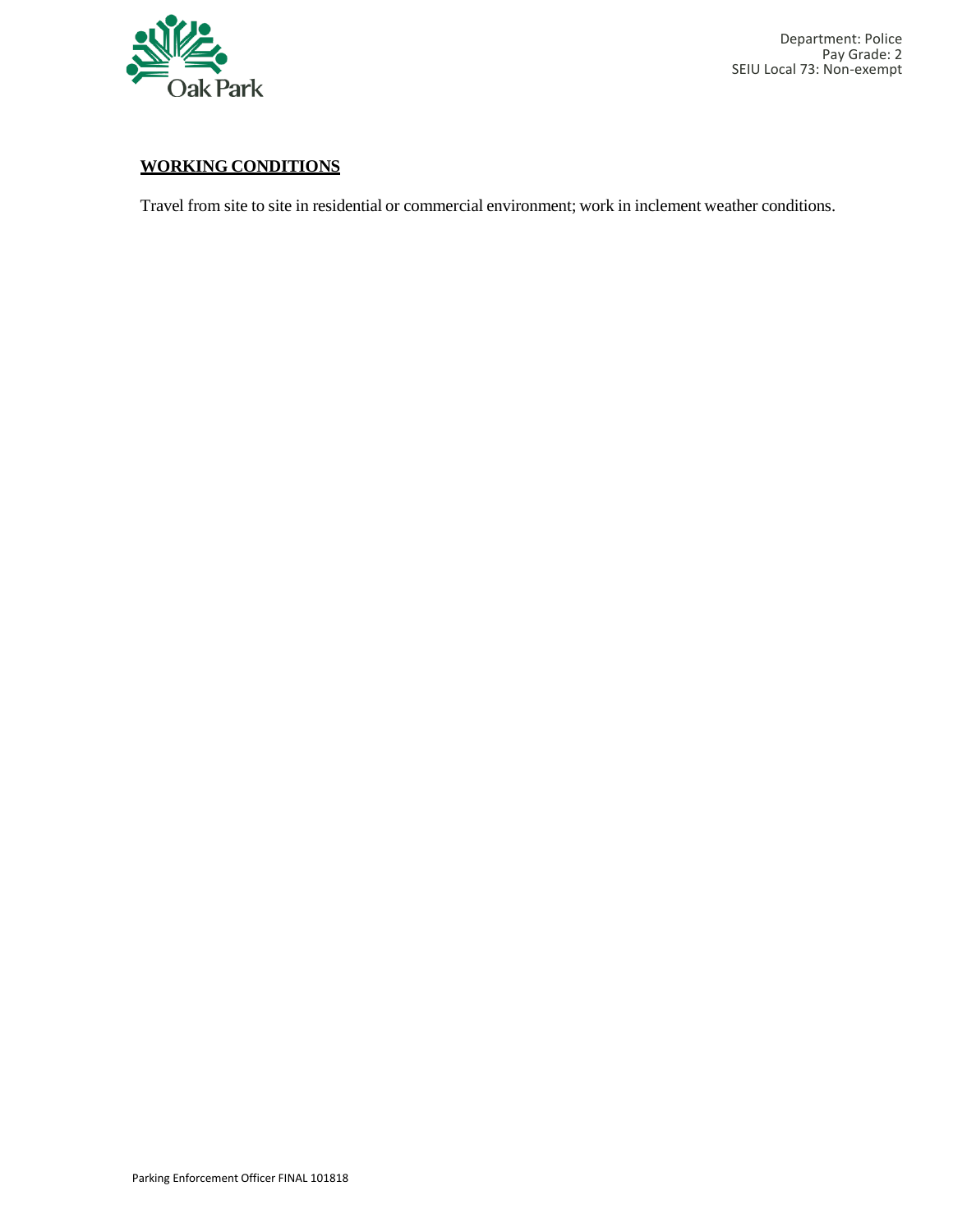## WORKING CONDITIONS

Travel from site to site in residential or commercial environment; work in inclement weather conditions.